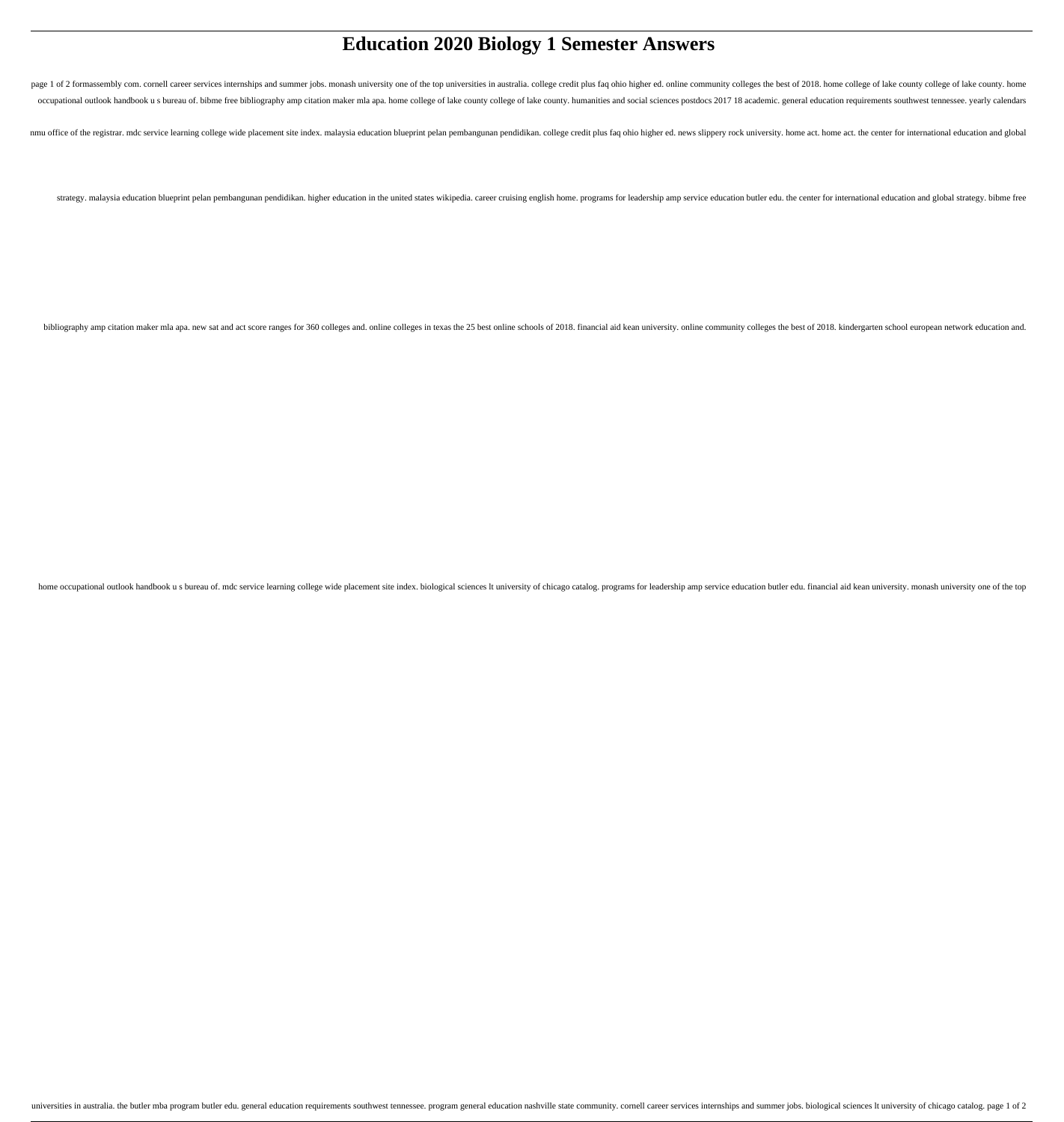# Education 2020 Biology 1 Semester Answers

page 1 of 2 formassembly com. cornell career services internships and summer jobs. monash university one of the top universities in australia. college credit plus faq ohio higher ed. online community colleges the best of 2018. home college of lake county college of lake county. home occupational outlook handbook u s bureau of. bibme free bibliography amp citation maker mla apa. home college of lake county college of lake county. humanities and social sciences postdocs 2017 18 academic. general education requirements southwest tennessee. yearly calendars nmu office of the registrar. mdc service learning college wide placement site index. malaysia education blueprint pelan pembangunan pendidikan. college credit plus faq ohio higher ed. news slippery rock university. home act. home act. the center for international education and global strategy. malaysia education blueprint pelan pembangunan pendidikan. higher education in the united states wikipedia. career cruising english home. programs for leadership amp service education butler edu. the center for international education and global strategy. bibme free bibliography amp citation maker mla apa. new sat and act score ranges for 360 colleges and. online colleges in texas the 25 best online schools of 2018. financial aid kean university. online community colleges the best of 2018. kindergarten school european network education and. home occupational outlook handbook u s bureau of. mdc service learning college wide placement site index. biological sciences lt university of chicago catalog. programs for leadership amp service education butler edu. financial aid kean university. monash university one of the top universities in australia. the butler mba program butler edu. general education requirements southwest tennessee. program general education nashville state community. cornell career services internships and summer jobs. biological sciences lt university of chicago catalog. page 1 of 2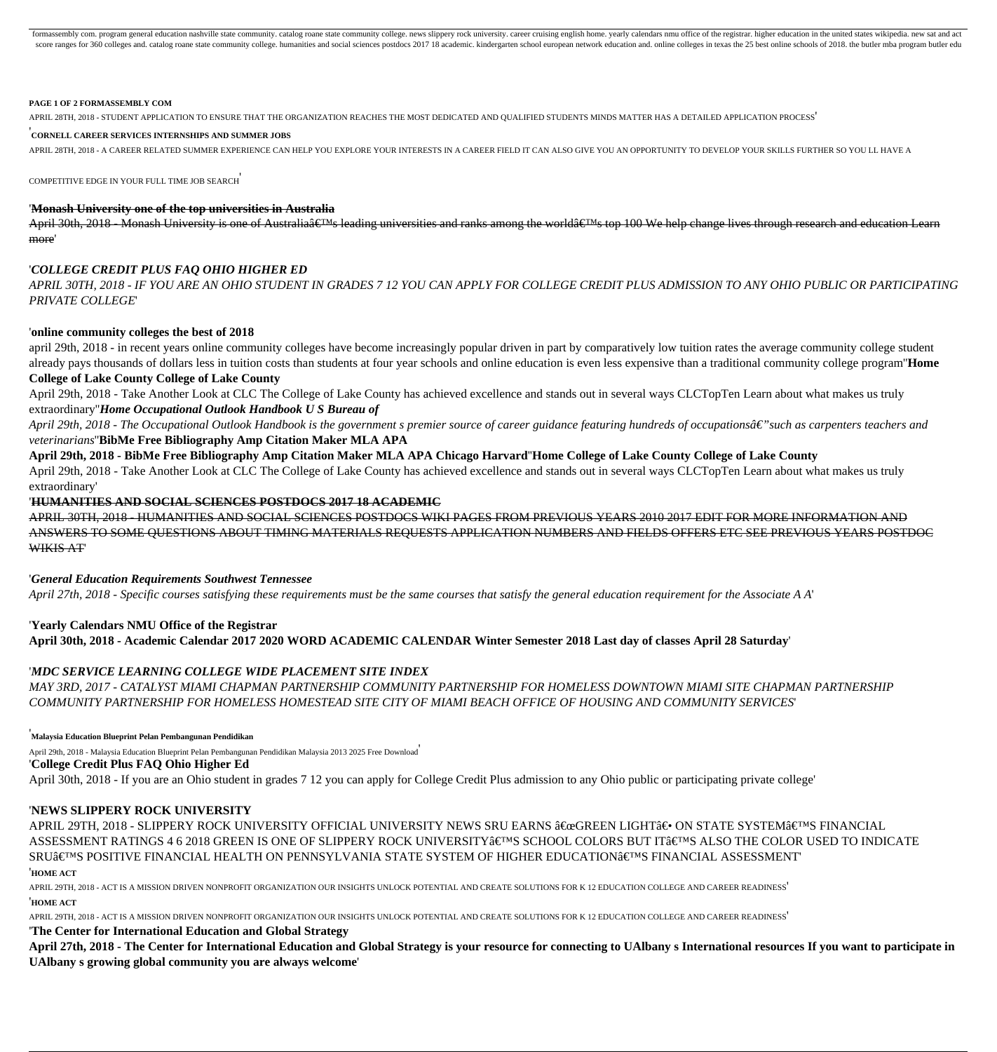formassembly com. program general education nashville state community. catalog roane state community college. news slippery rock university. career cruising english home. yearly calendars nmu office of the registrar. higher education in the united states wikipedia. new sat and act score ranges for 360 colleges and. catalog roane state community college. humanities and social sciences postdocs 2017 18 academic. kindergarten school european network education and. online colleges in texas the 25 best online schools of 2018. the butler mba program butler edu

**PAGE 1 OF 2 FORMASSEMBLY COM**

APRIL 28TH, 2018 - STUDENT APPLICATION TO ENSURE THAT THE ORGANIZATION REACHES THE MOST DEDICATED AND QUALIFIED STUDENTS MINDS MATTER HAS A DETAILED APPLICATION PROCESS'

'**CORNELL CAREER SERVICES INTERNSHIPS AND SUMMER JOBS**

APRIL 28TH, 2018 - A CAREER RELATED SUMMER EXPERIENCE CAN HELP YOU EXPLORE YOUR INTERESTS IN A CAREER FIELD IT CAN ALSO GIVE YOU AN OPPORTUNITY TO DEVELOP YOUR SKILLS FURTHER SO YOU LL HAVE A COMPETITIVE EDGE IN YOUR FULL TIME JOB SEARCH'

'**Monash University one of the top universities in Australia**

April 30th, 2018 - Monash University is one of Australiaâ€™s leading universities and ranks among the worldâ€™s top 100 We help change lives through research and education Learn more'

'*COLLEGE CREDIT PLUS FAQ OHIO HIGHER ED*

*APRIL 30TH, 2018 - IF YOU ARE AN OHIO STUDENT IN GRADES 7 12 YOU CAN APPLY FOR COLLEGE CREDIT PLUS ADMISSION TO ANY OHIO PUBLIC OR PARTICIPATING PRIVATE COLLEGE*'

'**online community colleges the best of 2018**

april 29th, 2018 - in recent years online community colleges have become increasingly popular driven in part by comparatively low tuition rates the average community college student already pays thousands of dollars less in tuition costs than students at four year schools and online education is even less expensive than a traditional community college program''**Home College of Lake County College of Lake County**

April 29th, 2018 - Take Another Look at CLC The College of Lake County has achieved excellence and stands out in several ways CLCTopTen Learn about what makes us truly extraordinary''***Home Occupational Outlook Handbook U S Bureau of***

*April 29th, 2018 - The Occupational Outlook Handbook is the government s premier source of career guidance featuring hundreds of occupationsâ€"such as carpenters teachers and veterinarians*''**BibMe Free Bibliography Amp Citation Maker MLA APA**

**April 29th, 2018 - BibMe Free Bibliography Amp Citation Maker MLA APA Chicago Harvard**''**Home College of Lake County College of Lake County**

April 29th, 2018 - Take Another Look at CLC The College of Lake County has achieved excellence and stands out in several ways CLCTopTen Learn about what makes us truly extraordinary'

'**HUMANITIES AND SOCIAL SCIENCES POSTDOCS 2017 18 ACADEMIC**

APRIL 30TH, 2018 - HUMANITIES AND SOCIAL SCIENCES POSTDOCS WIKI PAGES FROM PREVIOUS YEARS 2010 2017 EDIT FOR MORE INFORMATION AND ANSWERS TO SOME QUESTIONS ABOUT TIMING MATERIALS REQUESTS APPLICATION NUMBERS AND FIELDS OFFERS ETC SEE PREVIOUS YEARS POSTDOC WIKIS AT'

'*General Education Requirements Southwest Tennessee*

*April 27th, 2018 - Specific courses satisfying these requirements must be the same courses that satisfy the general education requirement for the Associate A A*'

'**Yearly Calendars NMU Office of the Registrar**

**April 30th, 2018 - Academic Calendar 2017 2020 WORD ACADEMIC CALENDAR Winter Semester 2018 Last day of classes April 28 Saturday**'

'*MDC SERVICE LEARNING COLLEGE WIDE PLACEMENT SITE INDEX*

*MAY 3RD, 2017 - CATALYST MIAMI CHAPMAN PARTNERSHIP COMMUNITY PARTNERSHIP FOR HOMELESS DOWNTOWN MIAMI SITE CHAPMAN PARTNERSHIP COMMUNITY PARTNERSHIP FOR HOMELESS HOMESTEAD SITE CITY OF MIAMI BEACH OFFICE OF HOUSING AND COMMUNITY SERVICES*'

'**Malaysia Education Blueprint Pelan Pembangunan Pendidikan**

April 29th, 2018 - Malaysia Education Blueprint Pelan Pembangunan Pendidikan Malaysia 2013 2025 Free Download'

'**College Credit Plus FAQ Ohio Higher Ed**

April 30th, 2018 - If you are an Ohio student in grades 7 12 you can apply for College Credit Plus admission to any Ohio public or participating private college'

'**NEWS SLIPPERY ROCK UNIVERSITY**

APRIL 29TH, 2018 - SLIPPERY ROCK UNIVERSITY OFFICIAL UNIVERSITY NEWS SRU EARNS â€œGREEN LIGHTâ€• ON STATE SYSTEMâ€™S FINANCIAL ASSESSMENT RATINGS 4 6 2018 GREEN IS ONE OF SLIPPERY ROCK UNIVERSITYâ€™S SCHOOL COLORS BUT ITâ€™S ALSO THE COLOR USED TO INDICATE SRUâ€™S POSITIVE FINANCIAL HEALTH ON PENNSYLVANIA STATE SYSTEM OF HIGHER EDUCATIONâ€™S FINANCIAL ASSESSMENT'

'**HOME ACT**

APRIL 29TH, 2018 - ACT IS A MISSION DRIVEN NONPROFIT ORGANIZATION OUR INSIGHTS UNLOCK POTENTIAL AND CREATE SOLUTIONS FOR K 12 EDUCATION COLLEGE AND CAREER READINESS'

'**HOME ACT**

APRIL 29TH, 2018 - ACT IS A MISSION DRIVEN NONPROFIT ORGANIZATION OUR INSIGHTS UNLOCK POTENTIAL AND CREATE SOLUTIONS FOR K 12 EDUCATION COLLEGE AND CAREER READINESS'

'**The Center for International Education and Global Strategy**

**April 27th, 2018 - The Center for International Education and Global Strategy is your resource for connecting to UAlbany s International resources If you want to participate in UAlbany s growing global community you are always welcome**'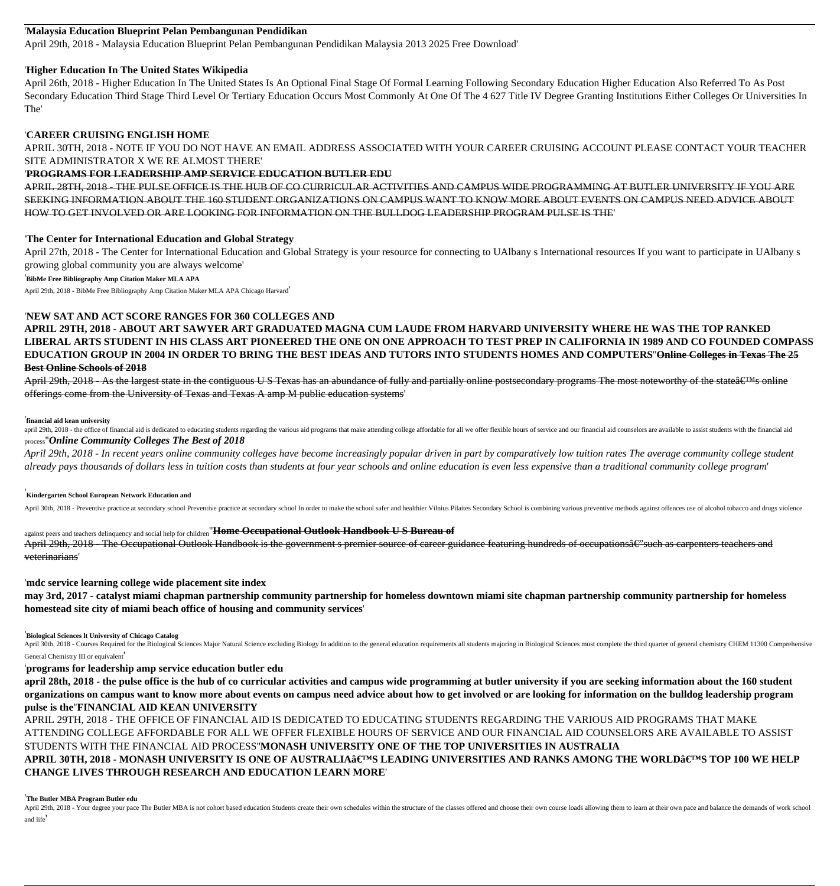'**Malaysia Education Blueprint Pelan Pembangunan Pendidikan**

April 29th, 2018 - Malaysia Education Blueprint Pelan Pembangunan Pendidikan Malaysia 2013 2025 Free Download'

'**Higher Education In The United States Wikipedia**

April 26th, 2018 - Higher Education In The United States Is An Optional Final Stage Of Formal Learning Following Secondary Education Higher Education Also Referred To As Post Secondary Education Third Stage Third Level Or Tertiary Education Occurs Most Commonly At One Of The 4 627 Title IV Degree Granting Institutions Either Colleges Or Universities In The'

'**CAREER CRUISING ENGLISH HOME**

APRIL 30TH, 2018 - NOTE IF YOU DO NOT HAVE AN EMAIL ADDRESS ASSOCIATED WITH YOUR CAREER CRUISING ACCOUNT PLEASE CONTACT YOUR TEACHER SITE ADMINISTRATOR X WE RE ALMOST THERE'

'~~**PROGRAMS FOR LEADERSHIP AMP SERVICE EDUCATION BUTLER EDU**~~

~~APRIL 28TH, 2018 - THE PULSE OFFICE IS THE HUB OF CO CURRICULAR ACTIVITIES AND CAMPUS WIDE PROGRAMMING AT BUTLER UNIVERSITY IF YOU ARE SEEKING INFORMATION ABOUT THE 160 STUDENT ORGANIZATIONS ON CAMPUS WANT TO KNOW MORE ABOUT EVENTS ON CAMPUS NEED ADVICE ABOUT HOW TO GET INVOLVED OR ARE LOOKING FOR INFORMATION ON THE BULLDOG LEADERSHIP PROGRAM PULSE IS THE~~'

'**The Center for International Education and Global Strategy**

April 27th, 2018 - The Center for International Education and Global Strategy is your resource for connecting to UAlbany s International resources If you want to participate in UAlbany s growing global community you are always welcome'

'**BibMe Free Bibliography Amp Citation Maker MLA APA**

April 29th, 2018 - BibMe Free Bibliography Amp Citation Maker MLA APA Chicago Harvard'

'**NEW SAT AND ACT SCORE RANGES FOR 360 COLLEGES AND**

**APRIL 29TH, 2018 - ABOUT ART SAWYER ART GRADUATED MAGNA CUM LAUDE FROM HARVARD UNIVERSITY WHERE HE WAS THE TOP RANKED LIBERAL ARTS STUDENT IN HIS CLASS ART PIONEERED THE ONE ON ONE APPROACH TO TEST PREP IN CALIFORNIA IN 1989 AND CO FOUNDED COMPASS EDUCATION GROUP IN 2004 IN ORDER TO BRING THE BEST IDEAS AND TUTORS INTO STUDENTS HOMES AND COMPUTERS**''~~**Online Colleges in Texas The 25 Best Online Schools of 2018**~~

~~April 29th, 2018 - As the largest state in the contiguous U S Texas has an abundance of fully and partially online postsecondary programs The most noteworthy of the stateâ€™s online offerings come from the University of Texas and Texas A amp M public education systems~~'

'**financial aid kean university**

april 29th, 2018 - the office of financial aid is dedicated to educating students regarding the various aid programs that make attending college affordable for all we offer flexible hours of service and our financial aid counselors are available to assist students with the financial aid process''***Online Community Colleges The Best of 2018***

*April 29th, 2018 - In recent years online community colleges have become increasingly popular driven in part by comparatively low tuition rates The average community college student already pays thousands of dollars less in tuition costs than students at four year schools and online education is even less expensive than a traditional community college program*'

'**Kindergarten School European Network Education and**

April 30th, 2018 - Preventive practice at secondary school Preventive practice at secondary school In order to make the school safer and healthier Vilnius Pilaites Secondary School is combining various preventive methods against offences use of alcohol tobacco and drugs violence against peers and teachers delinquency and social help for children''~~**Home Occupational Outlook Handbook U S Bureau of**~~

~~April 29th, 2018 - The Occupational Outlook Handbook is the government s premier source of career guidance featuring hundreds of occupationsâ€"such as carpenters teachers and veterinarians~~'

'**mdc service learning college wide placement site index**

**may 3rd, 2017 - catalyst miami chapman partnership community partnership for homeless downtown miami site chapman partnership community partnership for homeless homestead site city of miami beach office of housing and community services**'

'**Biological Sciences lt University of Chicago Catalog**

April 30th, 2018 - Courses Required for the Biological Sciences Major Natural Science excluding Biology In addition to the general education requirements all students majoring in Biological Sciences must complete the third quarter of general chemistry CHEM 11300 Comprehensive General Chemistry III or equivalent'

'**programs for leadership amp service education butler edu**

**april 28th, 2018 - the pulse office is the hub of co curricular activities and campus wide programming at butler university if you are seeking information about the 160 student organizations on campus want to know more about events on campus need advice about how to get involved or are looking for information on the bulldog leadership program pulse is the**''**FINANCIAL AID KEAN UNIVERSITY**

APRIL 29TH, 2018 - THE OFFICE OF FINANCIAL AID IS DEDICATED TO EDUCATING STUDENTS REGARDING THE VARIOUS AID PROGRAMS THAT MAKE ATTENDING COLLEGE AFFORDABLE FOR ALL WE OFFER FLEXIBLE HOURS OF SERVICE AND OUR FINANCIAL AID COUNSELORS ARE AVAILABLE TO ASSIST STUDENTS WITH THE FINANCIAL AID PROCESS''**MONASH UNIVERSITY ONE OF THE TOP UNIVERSITIES IN AUSTRALIA**

**APRIL 30TH, 2018 - MONASH UNIVERSITY IS ONE OF AUSTRALIAâ€™S LEADING UNIVERSITIES AND RANKS AMONG THE WORLDâ€™S TOP 100 WE HELP CHANGE LIVES THROUGH RESEARCH AND EDUCATION LEARN MORE**'

'**The Butler MBA Program Butler edu**

April 29th, 2018 - Your degree your pace The Butler MBA is not cohort based education Students create their own schedules within the structure of the classes offered and choose their own course loads allowing them to learn at their own pace and balance the demands of work school and life'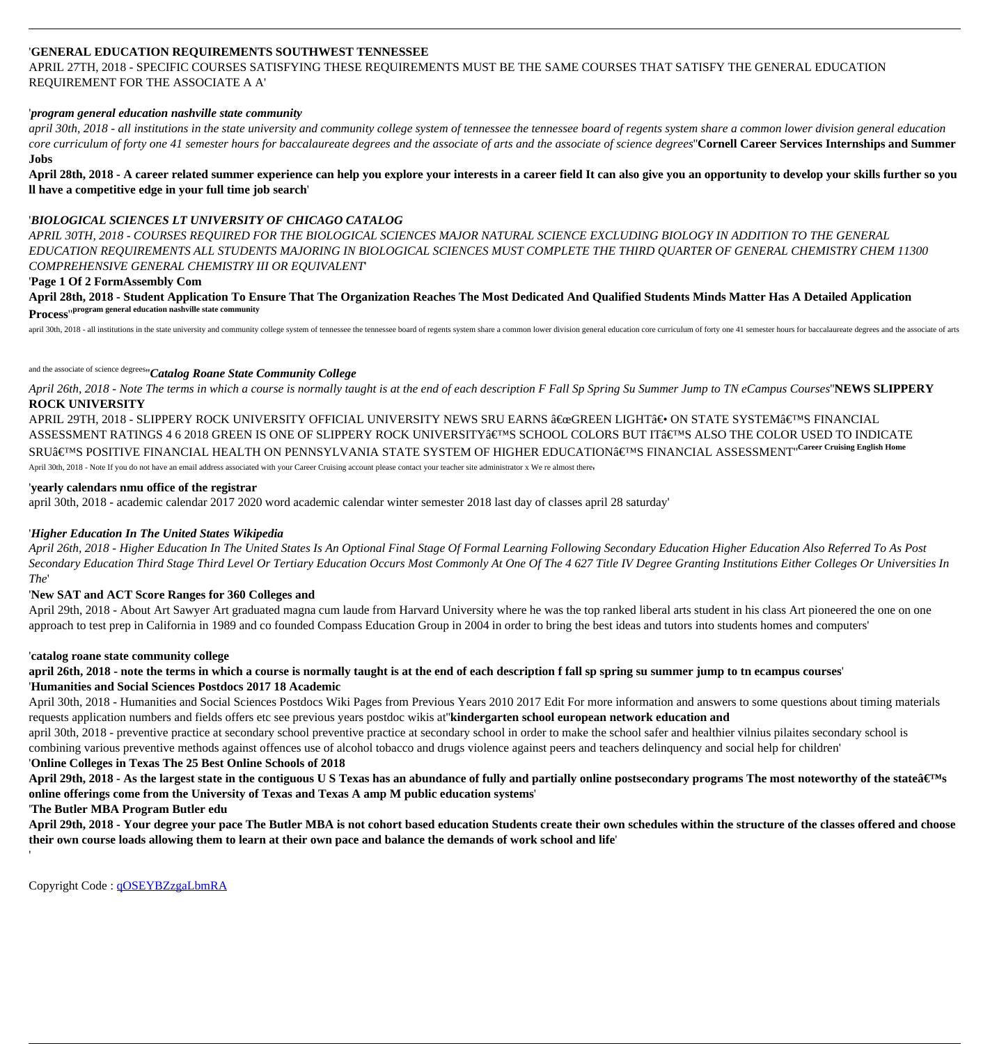'**GENERAL EDUCATION REQUIREMENTS SOUTHWEST TENNESSEE**

APRIL 27TH, 2018 - SPECIFIC COURSES SATISFYING THESE REQUIREMENTS MUST BE THE SAME COURSES THAT SATISFY THE GENERAL EDUCATION REQUIREMENT FOR THE ASSOCIATE A A'

'***program general education nashville state community***

*april 30th, 2018 - all institutions in the state university and community college system of tennessee the tennessee board of regents system share a common lower division general education core curriculum of forty one 41 semester hours for baccalaureate degrees and the associate of arts and the associate of science degrees*''**Cornell Career Services Internships and Summer Jobs**

**April 28th, 2018 - A career related summer experience can help you explore your interests in a career field It can also give you an opportunity to develop your skills further so you ll have a competitive edge in your full time job search**'

'***BIOLOGICAL SCIENCES LT UNIVERSITY OF CHICAGO CATALOG***

*APRIL 30TH, 2018 - COURSES REQUIRED FOR THE BIOLOGICAL SCIENCES MAJOR NATURAL SCIENCE EXCLUDING BIOLOGY IN ADDITION TO THE GENERAL EDUCATION REQUIREMENTS ALL STUDENTS MAJORING IN BIOLOGICAL SCIENCES MUST COMPLETE THE THIRD QUARTER OF GENERAL CHEMISTRY CHEM 11300 COMPREHENSIVE GENERAL CHEMISTRY III OR EQUIVALENT*'

'**Page 1 Of 2 FormAssembly Com**

**April 28th, 2018 - Student Application To Ensure That The Organization Reaches The Most Dedicated And Qualified Students Minds Matter Has A Detailed Application Process**''**program general education nashville state community**

april 30th, 2018 - all institutions in the state university and community college system of tennessee the tennessee board of regents system share a common lower division general education core curriculum of forty one 41 semester hours for baccalaureate degrees and the associate of arts and the associate of science degrees''***Catalog Roane State Community College***

*April 26th, 2018 - Note The terms in which a course is normally taught is at the end of each description F Fall Sp Spring Su Summer Jump to TN eCampus Courses*''**NEWS SLIPPERY ROCK UNIVERSITY**

APRIL 29TH, 2018 - SLIPPERY ROCK UNIVERSITY OFFICIAL UNIVERSITY NEWS SRU EARNS â€œGREEN LIGHTâ€• ON STATE SYSTEMâ€™S FINANCIAL ASSESSMENT RATINGS 4 6 2018 GREEN IS ONE OF SLIPPERY ROCK UNIVERSITYâ€™S SCHOOL COLORS BUT ITâ€™S ALSO THE COLOR USED TO INDICATE SRUâ€™S POSITIVE FINANCIAL HEALTH ON PENNSYLVANIA STATE SYSTEM OF HIGHER EDUCATIONâ€™S FINANCIAL ASSESSMENT''**Career Cruising English Home**

April 30th, 2018 - Note If you do not have an email address associated with your Career Cruising account please contact your teacher site administrator x We re almost there'

'**yearly calendars nmu office of the registrar**

april 30th, 2018 - academic calendar 2017 2020 word academic calendar winter semester 2018 last day of classes april 28 saturday'

'***Higher Education In The United States Wikipedia***

*April 26th, 2018 - Higher Education In The United States Is An Optional Final Stage Of Formal Learning Following Secondary Education Higher Education Also Referred To As Post Secondary Education Third Stage Third Level Or Tertiary Education Occurs Most Commonly At One Of The 4 627 Title IV Degree Granting Institutions Either Colleges Or Universities In The*'

'**New SAT and ACT Score Ranges for 360 Colleges and**

April 29th, 2018 - About Art Sawyer Art graduated magna cum laude from Harvard University where he was the top ranked liberal arts student in his class Art pioneered the one on one approach to test prep in California in 1989 and co founded Compass Education Group in 2004 in order to bring the best ideas and tutors into students homes and computers'

'**catalog roane state community college**

**april 26th, 2018 - note the terms in which a course is normally taught is at the end of each description f fall sp spring su summer jump to tn ecampus courses**'

'**Humanities and Social Sciences Postdocs 2017 18 Academic**

April 30th, 2018 - Humanities and Social Sciences Postdocs Wiki Pages from Previous Years 2010 2017 Edit For more information and answers to some questions about timing materials requests application numbers and fields offers etc see previous years postdoc wikis at''**kindergarten school european network education and**

april 30th, 2018 - preventive practice at secondary school preventive practice at secondary school in order to make the school safer and healthier vilnius pilaites secondary school is combining various preventive methods against offences use of alcohol tobacco and drugs violence against peers and teachers delinquency and social help for children'

'**Online Colleges in Texas The 25 Best Online Schools of 2018**

**April 29th, 2018 - As the largest state in the contiguous U S Texas has an abundance of fully and partially online postsecondary programs The most noteworthy of the stateâ€™s online offerings come from the University of Texas and Texas A amp M public education systems**'

'**The Butler MBA Program Butler edu**

**April 29th, 2018 - Your degree your pace The Butler MBA is not cohort based education Students create their own schedules within the structure of the classes offered and choose their own course loads allowing them to learn at their own pace and balance the demands of work school and life**'

'

Copyright Code : qOSEYBZzgaLbmRA